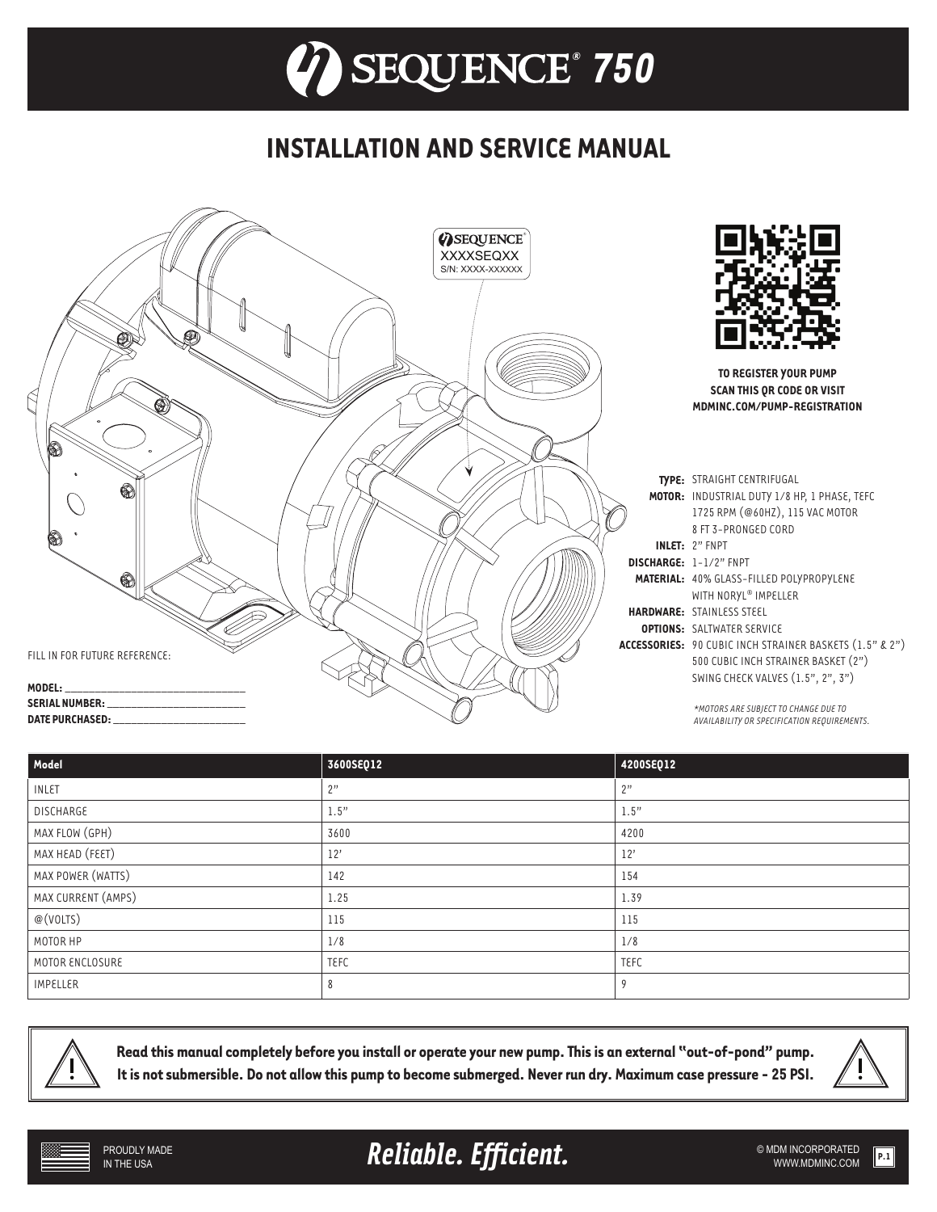# SEQUENCE® 750

## INSTALLATION AND SERVICE MANUAL

**TO REGISTER YOUR PUMP SCAN THIS QR CODE OR VISIT MDMINC.COM/PUMP-REGISTRATION**

**TYPE:** STRAIGHT CENTRIFUGAL
**MOTOR:** INDUSTRIAL DUTY 1/8 HP, 1 PHASE, TEFC 1725 RPM (@60HZ), 115 VAC MOTOR 8 FT 3-PRONGED CORD
**INLET:** 2" FNPT
**DISCHARGE:** 1-1/2" FNPT
**MATERIAL:** 40% GLASS-FILLED POLYPROPYLENE WITH NORYL® IMPELLER
**HARDWARE:** STAINLESS STEEL
**OPTIONS:** SALTWATER SERVICE
**ACCESSORIES:** 90 CUBIC INCH STRAINER BASKETS (1.5" & 2") 500 CUBIC INCH STRAINER BASKET (2") SWING CHECK VALVES (1.5", 2", 3")

*\*MOTORS ARE SUBJECT TO CHANGE DUE TO AVAILABILITY OR SPECIFICATION REQUIREMENTS.*

FILL IN FOR FUTURE REFERENCE:

**MODEL:** ______________________
**SERIAL NUMBER:** ______________________
**DATE PURCHASED:** ______________________

| Model | 3600SEQ12 | 4200SEQ12 |
|---|---|---|
| INLET | 2" | 2" |
| DISCHARGE | 1.5" | 1.5" |
| MAX FLOW (GPH) | 3600 | 4200 |
| MAX HEAD (FEET) | 12' | 12' |
| MAX POWER (WATTS) | 142 | 154 |
| MAX CURRENT (AMPS) | 1.25 | 1.39 |
| @(VOLTS) | 115 | 115 |
| MOTOR HP | 1/8 | 1/8 |
| MOTOR ENCLOSURE | TEFC | TEFC |
| IMPELLER | 8 | 9 |

**Read this manual completely before you install or operate your new pump. This is an external "out-of-pond" pump. It is not submersible. Do not allow this pump to become submerged. Never run dry. Maximum case pressure - 25 PSI.**

PROUDLY MADE IN THE USA

*Reliable. Efficient.*

© MDM INCORPORATED WWW.MDMINC.COM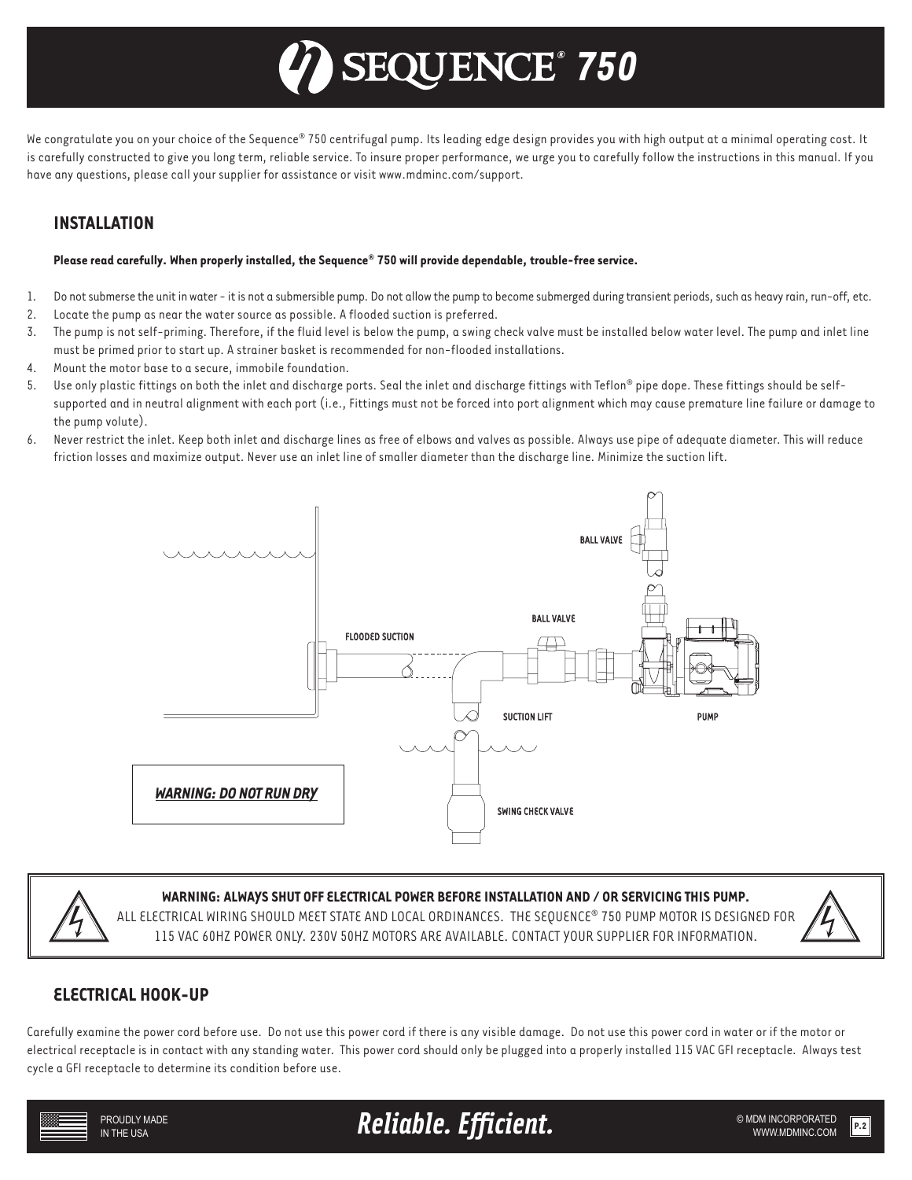# SEQUENCE® 750

We congratulate you on your choice of the Sequence® 750 centrifugal pump. Its leading edge design provides you with high output at a minimal operating cost. It is carefully constructed to give you long term, reliable service. To insure proper performance, we urge you to carefully follow the instructions in this manual. If you have any questions, please call your supplier for assistance or visit www.mdminc.com/support.

## INSTALLATION

**Please read carefully. When properly installed, the Sequence® 750 will provide dependable, trouble-free service.**

1. Do not submerse the unit in water - it is not a submersible pump. Do not allow the pump to become submerged during transient periods, such as heavy rain, run-off, etc.
2. Locate the pump as near the water source as possible. A flooded suction is preferred.
3. The pump is not self-priming. Therefore, if the fluid level is below the pump, a swing check valve must be installed below water level. The pump and inlet line must be primed prior to start up. A strainer basket is recommended for non-flooded installations.
4. Mount the motor base to a secure, immobile foundation.
5. Use only plastic fittings on both the inlet and discharge ports. Seal the inlet and discharge fittings with Teflon® pipe dope. These fittings should be self-supported and in neutral alignment with each port (i.e., Fittings must not be forced into port alignment which may cause premature line failure or damage to the pump volute).
6. Never restrict the inlet. Keep both inlet and discharge lines as free of elbows and valves as possible. Always use pipe of adequate diameter. This will reduce friction losses and maximize output. Never use an inlet line of smaller diameter than the discharge line. Minimize the suction lift.

BALL VALVE

BALL VALVE

FLOODED SUCTION

SUCTION LIFT

PUMP

SWING CHECK VALVE

***WARNING: DO NOT RUN DRY***

**WARNING: ALWAYS SHUT OFF ELECTRICAL POWER BEFORE INSTALLATION AND / OR SERVICING THIS PUMP.**
ALL ELECTRICAL WIRING SHOULD MEET STATE AND LOCAL ORDINANCES. THE SEQUENCE® 750 PUMP MOTOR IS DESIGNED FOR 115 VAC 60HZ POWER ONLY. 230V 50HZ MOTORS ARE AVAILABLE. CONTACT YOUR SUPPLIER FOR INFORMATION.

## ELECTRICAL HOOK-UP

Carefully examine the power cord before use. Do not use this power cord if there is any visible damage. Do not use this power cord in water or if the motor or electrical receptacle is in contact with any standing water. This power cord should only be plugged into a properly installed 115 VAC GFI receptacle. Always test cycle a GFI receptacle to determine its condition before use.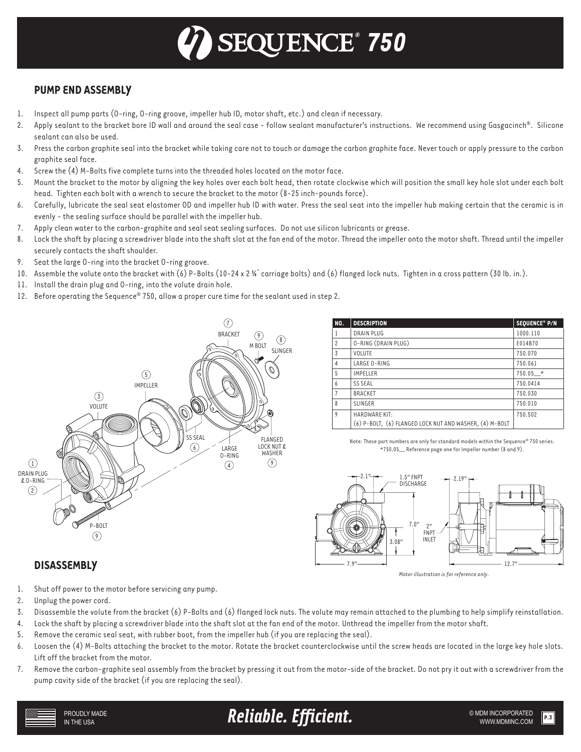# SEQUENCE® 750

## PUMP END ASSEMBLY

1. Inspect all pump parts (O-ring, O-ring groove, impeller hub ID, motor shaft, etc.) and clean if necessary.
2. Apply sealant to the bracket bore ID wall and around the seal case - follow sealant manufacturer's instructions. We recommend using Gasgacinch®. Silicone sealant can also be used.
3. Press the carbon graphite seal into the bracket while taking care not to touch or damage the carbon graphite face. Never touch or apply pressure to the carbon graphite seal face.
4. Screw the (4) M-Bolts five complete turns into the threaded holes located on the motor face.
5. Mount the bracket to the motor by aligning the key holes over each bolt head, then rotate clockwise which will position the small key hole slot under each bolt head. Tighten each bolt with a wrench to secure the bracket to the motor (8-25 inch-pounds force).
6. Carefully, lubricate the seal seat elastomer OD and impeller hub ID with water. Press the seal seat into the impeller hub making certain that the ceramic is in evenly - the sealing surface should be parallel with the impeller hub.
7. Apply clean water to the carbon-graphite and seal seat sealing surfaces. Do not use silicon lubricants or grease.
8. Lock the shaft by placing a screwdriver blade into the shaft slot at the fan end of the motor. Thread the impeller onto the motor shaft. Thread until the impeller securely contacts the shaft shoulder.
9. Seat the large O-ring into the bracket O-ring groove.
10. Assemble the volute onto the bracket with (6) P-Bolts (10-24 x 2 ¾" carriage bolts) and (6) flanged lock nuts. Tighten in a cross pattern (30 lb. in.).
11. Install the drain plug and O-ring, into the volute drain hole.
12. Before operating the Sequence® 750, allow a proper cure time for the sealant used in step 2.

7 BRACKET, 9 M BOLT, 8 SLINGER, 5 IMPELLER, 3 VOLUTE, 6 SS SEAL, 4 LARGE O-RING, 9 FLANGED LOCK NUT & WASHER, 1 DRAIN PLUG & O-RING 2, 9 P-BOLT

| NO. | DESCRIPTION | SEQUENCE® P/N |
|---|---|---|
| 1 | DRAIN PLUG | 1000.110 |
| 2 | O-RING (DRAIN PLUG) | E014B70 |
| 3 | VOLUTE | 750.070 |
| 4 | LARGE O-RING | 750.061 |
| 5 | IMPELLER | 750.05__* |
| 6 | SS SEAL | 750.0414 |
| 7 | BRACKET | 750.030 |
| 8 | SLINGER | 750.010 |
| 9 | HARDWARE KIT: (6) P-BOLT, (6) FLANGED LOCK NUT AND WASHER, (4) M-BOLT | 750.502 |

Note: These part numbers are only for standard models within the Sequence® 750 series.
*750.05__ Reference page one for Impeller number (8 and 9).

2.1" · 1.5" FNPT DISCHARGE · 2.19" · 7.0" · 2" FNPT INLET · 3.08" · 7.9" · 12.7"

*Motor illustration is for reference only.*

## DISASSEMBLY

1. Shut off power to the motor before servicing any pump.
2. Unplug the power cord.
3. Disassemble the volute from the bracket (6) P-Bolts and (6) flanged lock nuts. The volute may remain attached to the plumbing to help simplify reinstallation.
4. Lock the shaft by placing a screwdriver blade into the shaft slot at the fan end of the motor. Unthread the impeller from the motor shaft.
5. Remove the ceramic seal seat, with rubber boot, from the impeller hub (if you are replacing the seal).
6. Loosen the (4) M-Bolts attaching the bracket to the motor. Rotate the bracket counterclockwise until the screw heads are located in the large key hole slots. Lift off the bracket from the motor.
7. Remove the carbon-graphite seal assembly from the bracket by pressing it out from the motor-side of the bracket. Do not pry it out with a screwdriver from the pump cavity side of the bracket (if you are replacing the seal).

PROUDLY MADE IN THE USA

*Reliable. Efficient.*

© MDM INCORPORATED WWW.MDMINC.COM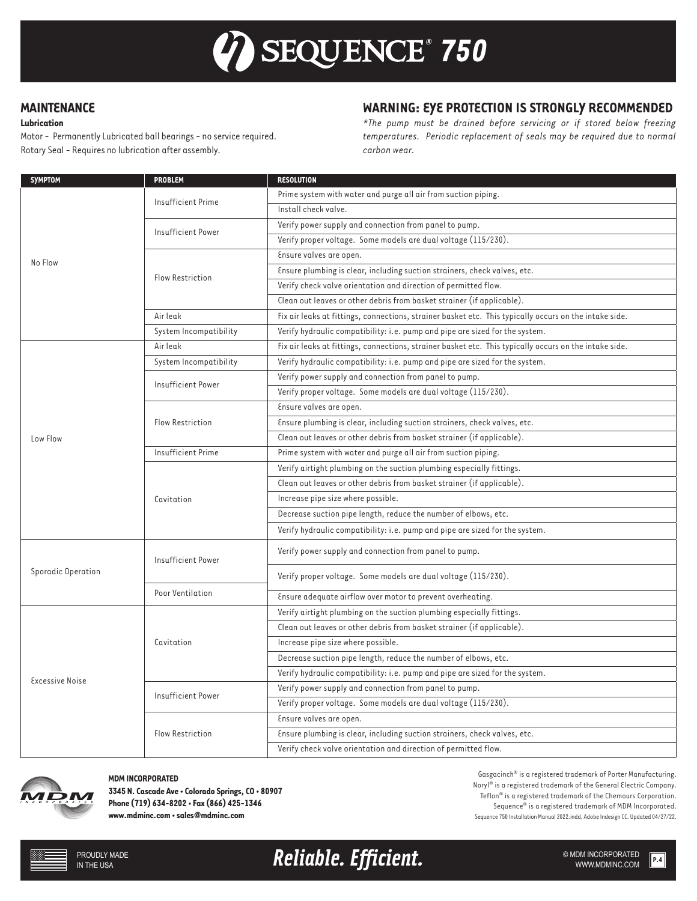# SEQUENCE® 750

## MAINTENANCE

**Lubrication**

Motor - Permanently Lubricated ball bearings - no service required.
Rotary Seal - Requires no lubrication after assembly.

## WARNING: EYE PROTECTION IS STRONGLY RECOMMENDED

*\*The pump must be drained before servicing or if stored below freezing temperatures. Periodic replacement of seals may be required due to normal carbon wear.*

| SYMPTOM | PROBLEM | RESOLUTION |
|---|---|---|
| No Flow | Insufficient Prime | Prime system with water and purge all air from suction piping. |
| | | Install check valve. |
| | Insufficient Power | Verify power supply and connection from panel to pump. |
| | | Verify proper voltage. Some models are dual voltage (115/230). |
| | Flow Restriction | Ensure valves are open. |
| | | Ensure plumbing is clear, including suction strainers, check valves, etc. |
| | | Verify check valve orientation and direction of permitted flow. |
| | | Clean out leaves or other debris from basket strainer (if applicable). |
| | Air leak | Fix air leaks at fittings, connections, strainer basket etc. This typically occurs on the intake side. |
| | System Incompatibility | Verify hydraulic compatibility: i.e. pump and pipe are sized for the system. |
| Low Flow | Air leak | Fix air leaks at fittings, connections, strainer basket etc. This typically occurs on the intake side. |
| | System Incompatibility | Verify hydraulic compatibility: i.e. pump and pipe are sized for the system. |
| | Insufficient Power | Verify power supply and connection from panel to pump. |
| | | Verify proper voltage. Some models are dual voltage (115/230). |
| | Flow Restriction | Ensure valves are open. |
| | | Ensure plumbing is clear, including suction strainers, check valves, etc. |
| | | Clean out leaves or other debris from basket strainer (if applicable). |
| | Insufficient Prime | Prime system with water and purge all air from suction piping. |
| | Cavitation | Verify airtight plumbing on the suction plumbing especially fittings. |
| | | Clean out leaves or other debris from basket strainer (if applicable). |
| | | Increase pipe size where possible. |
| | | Decrease suction pipe length, reduce the number of elbows, etc. |
| | | Verify hydraulic compatibility: i.e. pump and pipe are sized for the system. |
| Sporadic Operation | Insufficient Power | Verify power supply and connection from panel to pump. |
| | | Verify proper voltage. Some models are dual voltage (115/230). |
| | Poor Ventilation | Ensure adequate airflow over motor to prevent overheating. |
| Excessive Noise | Cavitation | Verify airtight plumbing on the suction plumbing especially fittings. |
| | | Clean out leaves or other debris from basket strainer (if applicable). |
| | | Increase pipe size where possible. |
| | | Decrease suction pipe length, reduce the number of elbows, etc. |
| | | Verify hydraulic compatibility: i.e. pump and pipe are sized for the system. |
| | Insufficient Power | Verify power supply and connection from panel to pump. |
| | | Verify proper voltage. Some models are dual voltage (115/230). |
| | Flow Restriction | Ensure valves are open. |
| | | Ensure plumbing is clear, including suction strainers, check valves, etc. |
| | | Verify check valve orientation and direction of permitted flow. |

**MDM INCORPORATED**
**3345 N. Cascade Ave • Colorado Springs, CO • 80907**
**Phone (719) 634-8202 • Fax (866) 425-1346**
**www.mdminc.com • sales@mdminc.com**

Gasgacinch® is a registered trademark of Porter Manufacturing.
Noryl® is a registered trademark of the General Electric Company.
Teflon® is a registered trademark of the Chemours Corporation.
Sequence® is a registered trademark of MDM Incorporated.
Sequence 750 Installation Manual 2022.indd. Adobe Indesign CC. Updated 04/27/22.

PROUDLY MADE IN THE USA

***Reliable. Efficient.***

© MDM INCORPORATED
WWW.MDMINC.COM